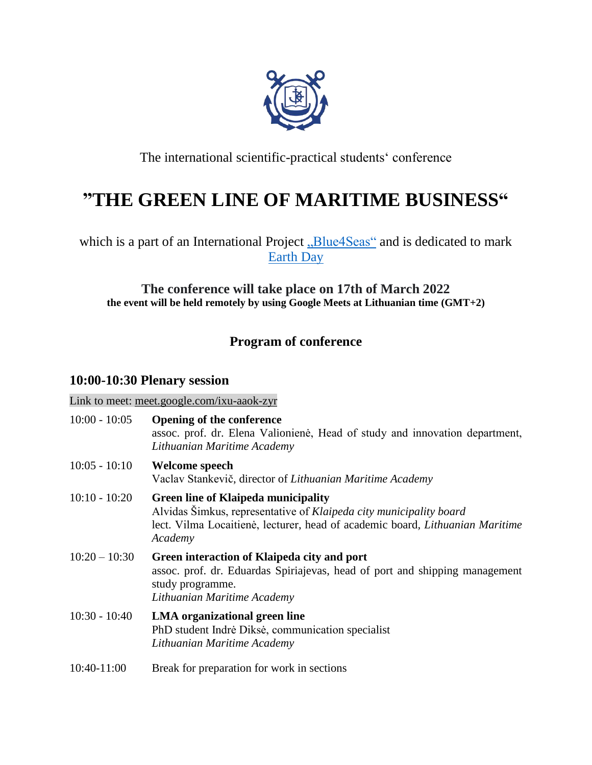The international scientific-practical students‘ conference

# ”THE GREEN LINE OF MARITIME BUSINESS“

which is a part of an International Project „Blue4Seas“ and is dedicated to mark Earth Day

**The conference will take place on 17th of March 2022**
**the event will be held remotely by using Google Meets at Lithuanian time (GMT+2)**

## Program of conference

### 10:00-10:30 Plenary session

Link to meet: meet.google.com/ixu-aaok-zyr

| | |
|---|---|
| 10:00 - 10:05 | **Opening of the conference**<br>assoc. prof. dr. Elena Valionienė, Head of study and innovation department, *Lithuanian Maritime Academy* |
| 10:05 - 10:10 | **Welcome speech**<br>Vaclav Stankevič, director of *Lithuanian Maritime Academy* |
| 10:10 - 10:20 | **Green line of Klaipeda municipality**<br>Alvidas Šimkus, representative of *Klaipeda city municipality board*<br>lect. Vilma Locaitienė, lecturer, head of academic board, *Lithuanian Maritime Academy* |
| 10:20 – 10:30 | **Green interaction of Klaipeda city and port**<br>assoc. prof. dr. Eduardas Spiriajevas, head of port and shipping management study programme.<br>*Lithuanian Maritime Academy* |
| 10:30 - 10:40 | **LMA organizational green line**<br>PhD student Indrė Diksė, communication specialist<br>*Lithuanian Maritime Academy* |
| 10:40-11:00 | Break for preparation for work in sections |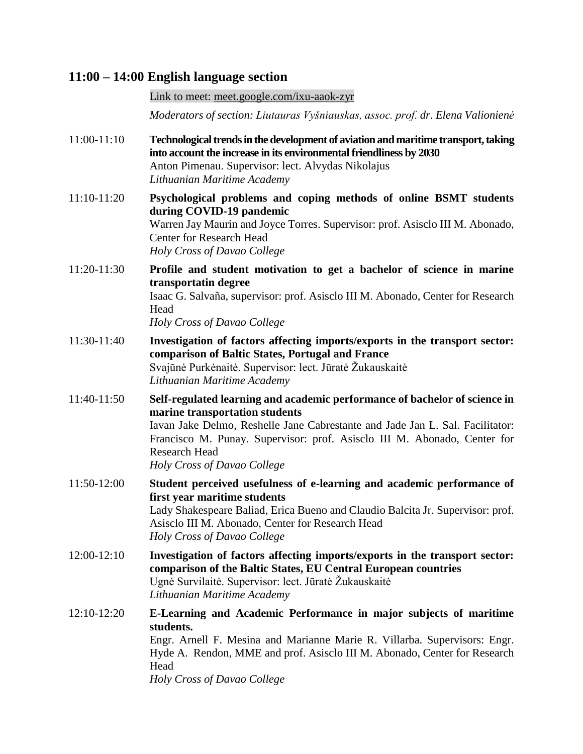## 11:00 – 14:00 English language section

Link to meet: meet.google.com/ixu-aaok-zyr

*Moderators of section: Liutauras Vyšniauskas, assoc. prof. dr. Elena Valionienė*

11:00-11:10 **Technological trends in the development of aviation and maritime transport, taking into account the increase in its environmental friendliness by 2030**
Anton Pimenau. Supervisor: lect. Alvydas Nikolajus
*Lithuanian Maritime Academy*

11:10-11:20 **Psychological problems and coping methods of online BSMT students during COVID-19 pandemic**
Warren Jay Maurin and Joyce Torres. Supervisor: prof. Asisclo III M. Abonado, Center for Research Head
*Holy Cross of Davao College*

11:20-11:30 **Profile and student motivation to get a bachelor of science in marine transportatin degree**
Isaac G. Salvaña, supervisor: prof. Asisclo III M. Abonado, Center for Research Head
*Holy Cross of Davao College*

11:30-11:40 **Investigation of factors affecting imports/exports in the transport sector: comparison of Baltic States, Portugal and France**
Svajūnė Purkėnaitė. Supervisor: lect. Jūratė Žukauskaitė
*Lithuanian Maritime Academy*

11:40-11:50 **Self-regulated learning and academic performance of bachelor of science in marine transportation students**
Iavan Jake Delmo, Reshelle Jane Cabrestante and Jade Jan L. Sal. Facilitator: Francisco M. Punay. Supervisor: prof. Asisclo III M. Abonado, Center for Research Head
*Holy Cross of Davao College*

11:50-12:00 **Student perceived usefulness of e-learning and academic performance of first year maritime students**
Lady Shakespeare Baliad, Erica Bueno and Claudio Balcita Jr. Supervisor: prof. Asisclo III M. Abonado, Center for Research Head
*Holy Cross of Davao College*

12:00-12:10 **Investigation of factors affecting imports/exports in the transport sector: comparison of the Baltic States, EU Central European countries**
Ugnė Survilaitė. Supervisor: lect. Jūratė Žukauskaitė
*Lithuanian Maritime Academy*

12:10-12:20 **E-Learning and Academic Performance in major subjects of maritime students.**
Engr. Arnell F. Mesina and Marianne Marie R. Villarba. Supervisors: Engr. Hyde A. Rendon, MME and prof. Asisclo III M. Abonado, Center for Research Head
*Holy Cross of Davao College*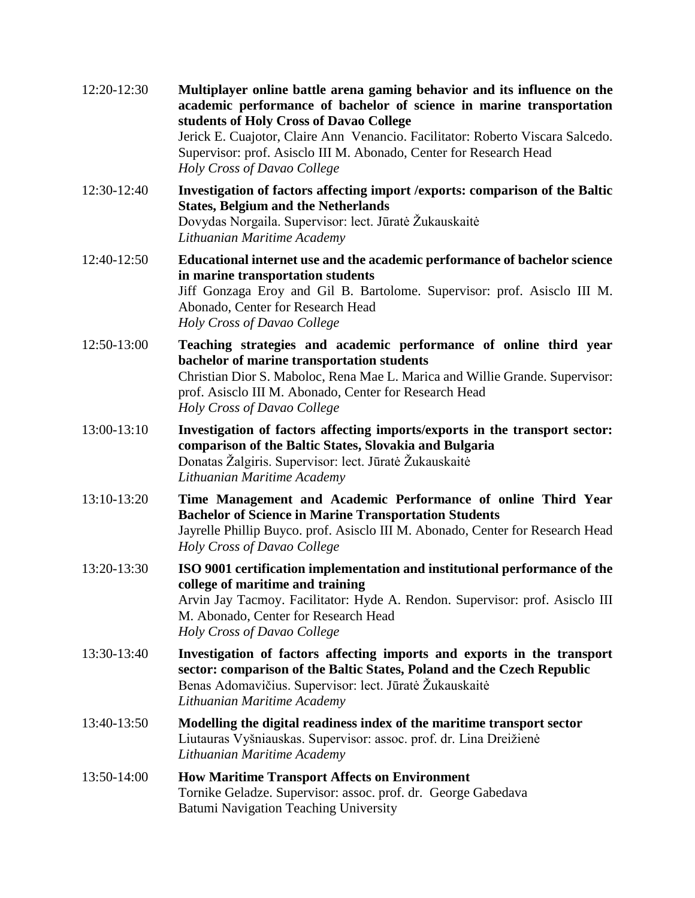12:20-12:30 **Multiplayer online battle arena gaming behavior and its influence on the academic performance of bachelor of science in marine transportation students of Holy Cross of Davao College**
Jerick E. Cuajotor, Claire Ann Venancio. Facilitator: Roberto Viscara Salcedo. Supervisor: prof. Asisclo III M. Abonado, Center for Research Head
*Holy Cross of Davao College*

12:30-12:40 **Investigation of factors affecting import /exports: comparison of the Baltic States, Belgium and the Netherlands**
Dovydas Norgaila. Supervisor: lect. Jūratė Žukauskaitė
*Lithuanian Maritime Academy*

12:40-12:50 **Educational internet use and the academic performance of bachelor science in marine transportation students**
Jiff Gonzaga Eroy and Gil B. Bartolome. Supervisor: prof. Asisclo III M. Abonado, Center for Research Head
*Holy Cross of Davao College*

12:50-13:00 **Teaching strategies and academic performance of online third year bachelor of marine transportation students**
Christian Dior S. Maboloc, Rena Mae L. Marica and Willie Grande. Supervisor: prof. Asisclo III M. Abonado, Center for Research Head
*Holy Cross of Davao College*

13:00-13:10 **Investigation of factors affecting imports/exports in the transport sector: comparison of the Baltic States, Slovakia and Bulgaria**
Donatas Žalgiris. Supervisor: lect. Jūratė Žukauskaitė
*Lithuanian Maritime Academy*

13:10-13:20 **Time Management and Academic Performance of online Third Year Bachelor of Science in Marine Transportation Students**
Jayrelle Phillip Buyco. prof. Asisclo III M. Abonado, Center for Research Head
*Holy Cross of Davao College*

13:20-13:30 **ISO 9001 certification implementation and institutional performance of the college of maritime and training**
Arvin Jay Tacmoy. Facilitator: Hyde A. Rendon. Supervisor: prof. Asisclo III M. Abonado, Center for Research Head
*Holy Cross of Davao College*

13:30-13:40 **Investigation of factors affecting imports and exports in the transport sector: comparison of the Baltic States, Poland and the Czech Republic**
Benas Adomavičius. Supervisor: lect. Jūratė Žukauskaitė
*Lithuanian Maritime Academy*

13:40-13:50 **Modelling the digital readiness index of the maritime transport sector**
Liutauras Vyšniauskas. Supervisor: assoc. prof. dr. Lina Dreižienė
*Lithuanian Maritime Academy*

13:50-14:00 **How Maritime Transport Affects on Environment**
Tornike Geladze. Supervisor: assoc. prof. dr. George Gabedava
Batumi Navigation Teaching University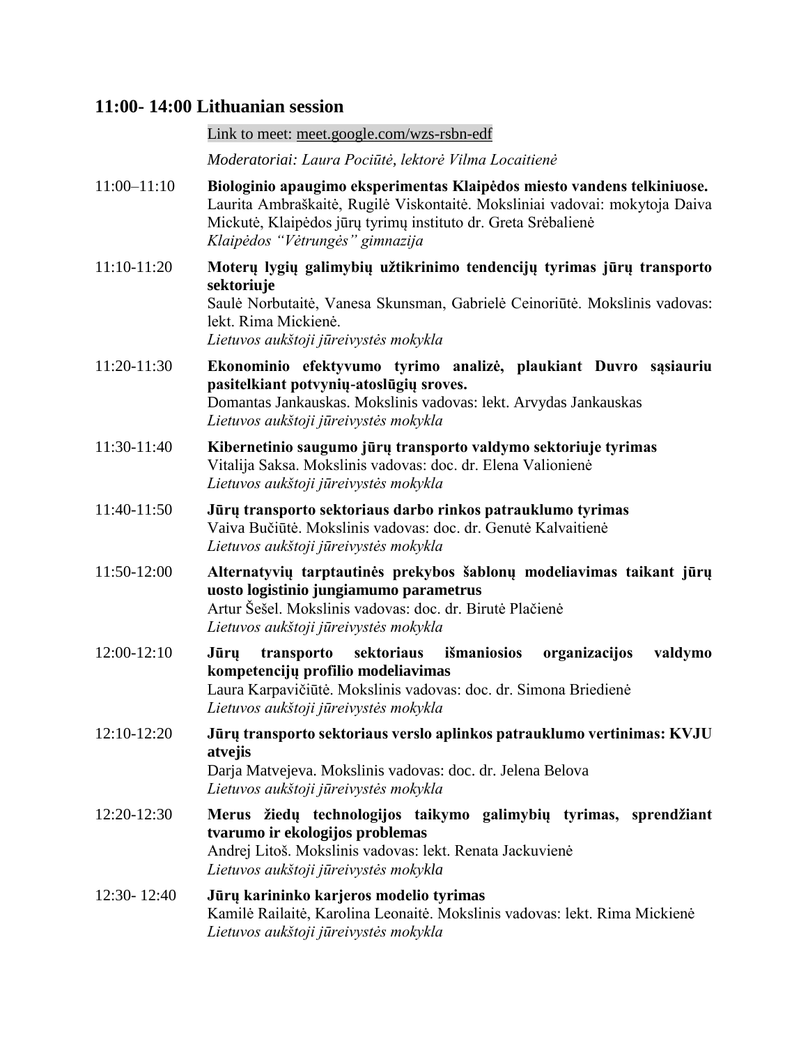## 11:00- 14:00 Lithuanian session

Link to meet: meet.google.com/wzs-rsbn-edf

*Moderatoriai: Laura Pociūtė, lektorė Vilma Locaitienė*

11:00–11:10 **Biologinio apaugimo eksperimentas Klaipėdos miesto vandens telkiniuose.**
Laurita Ambraškaitė, Rugilė Viskontaitė. Moksliniai vadovai: mokytoja Daiva Mickutė, Klaipėdos jūrų tyrimų instituto dr. Greta Srėbalienė
*Klaipėdos "Vėtrungės" gimnazija*

11:10-11:20 **Moterų lygių galimybių užtikrinimo tendencijų tyrimas jūrų transporto sektoriuje**
Saulė Norbutaitė, Vanesa Skunsman, Gabrielė Ceinoriūtė. Mokslinis vadovas: lekt. Rima Mickienė.
*Lietuvos aukštoji jūreivystės mokykla*

11:20-11:30 **Ekonominio efektyvumo tyrimo analizė, plaukiant Duvro sąsiauriu pasitelkiant potvynių-atoslūgių sroves.**
Domantas Jankauskas. Mokslinis vadovas: lekt. Arvydas Jankauskas
*Lietuvos aukštoji jūreivystės mokykla*

11:30-11:40 **Kibernetinio saugumo jūrų transporto valdymo sektoriuje tyrimas**
Vitalija Saksa. Mokslinis vadovas: doc. dr. Elena Valionienė
*Lietuvos aukštoji jūreivystės mokykla*

11:40-11:50 **Jūrų transporto sektoriaus darbo rinkos patrauklumo tyrimas**
Vaiva Bučiūtė. Mokslinis vadovas: doc. dr. Genutė Kalvaitienė
*Lietuvos aukštoji jūreivystės mokykla*

11:50-12:00 **Alternatyvių tarptautinės prekybos šablonų modeliavimas taikant jūrų uosto logistinio jungiamumo parametrus**
Artur Šešel. Mokslinis vadovas: doc. dr. Birutė Plačienė
*Lietuvos aukštoji jūreivystės mokykla*

12:00-12:10 **Jūrų transporto sektoriaus išmaniosios organizacijos valdymo kompetencijų profilio modeliavimas**
Laura Karpavičiūtė. Mokslinis vadovas: doc. dr. Simona Briedienė
*Lietuvos aukštoji jūreivystės mokykla*

12:10-12:20 **Jūrų transporto sektoriaus verslo aplinkos patrauklumo vertinimas: KVJU atvejis**
Darja Matvejeva. Mokslinis vadovas: doc. dr. Jelena Belova
*Lietuvos aukštoji jūreivystės mokykla*

12:20-12:30 **Merus žiedų technologijos taikymo galimybių tyrimas, sprendžiant tvarumo ir ekologijos problemas**
Andrej Litoš. Mokslinis vadovas: lekt. Renata Jackuvienė
*Lietuvos aukštoji jūreivystės mokykla*

12:30- 12:40 **Jūrų karininko karjeros modelio tyrimas**
Kamilė Railaitė, Karolina Leonaitė. Mokslinis vadovas: lekt. Rima Mickienė
*Lietuvos aukštoji jūreivystės mokykla*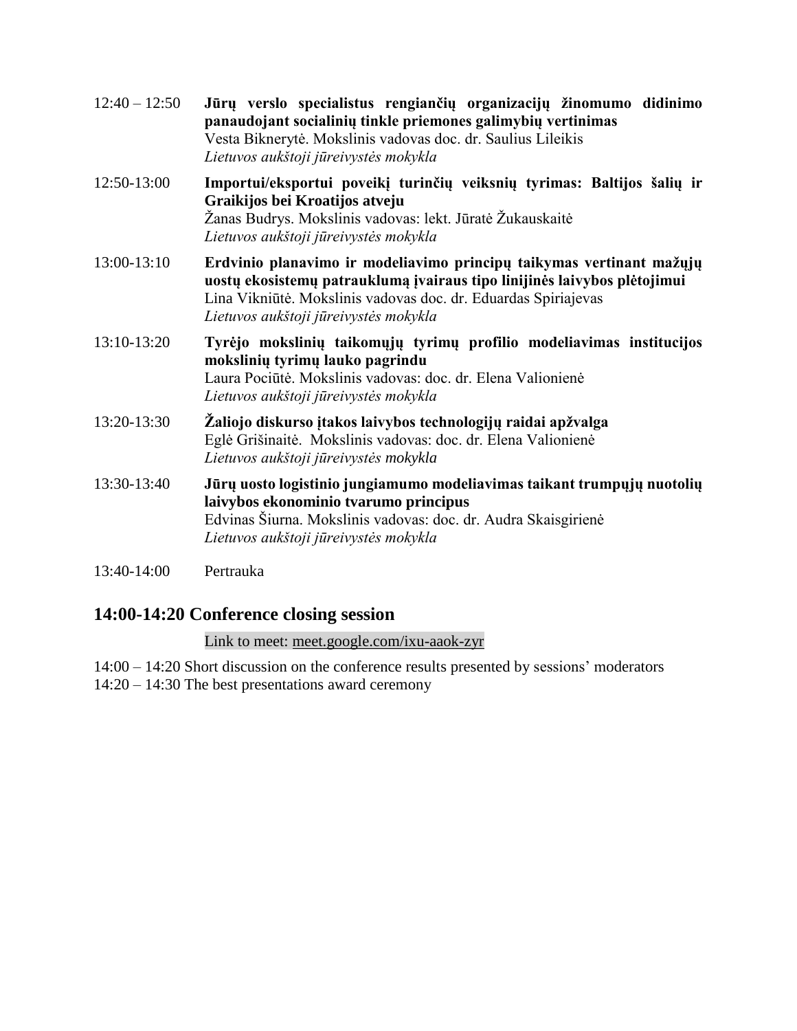12:40 – 12:50 **Jūrų verslo specialistus rengiančių organizacijų žinomumo didinimo panaudojant socialinių tinkle priemones galimybių vertinimas**
Vesta Bikneryte. Mokslinis vadovas doc. dr. Saulius Lileikis
*Lietuvos aukštoji jūreivystės mokykla*

12:50-13:00 **Importui/eksportui poveikį turinčių veiksnių tyrimas: Baltijos šalių ir Graikijos bei Kroatijos atveju**
Žanas Budrys. Mokslinis vadovas: lekt. Jūratė Žukauskaitė
*Lietuvos aukštoji jūreivystės mokykla*

13:00-13:10 **Erdvinio planavimo ir modeliavimo principų taikymas vertinant mažųjų uostų ekosistemų patrauklumą įvairaus tipo linijinės laivybos plėtojimui**
Lina Vikniūtė. Mokslinis vadovas doc. dr. Eduardas Spiriajevas
*Lietuvos aukštoji jūreivystės mokykla*

13:10-13:20 **Tyrėjo mokslinių taikomųjų tyrimų profilio modeliavimas institucijos mokslinių tyrimų lauko pagrindu**
Laura Pociūtė. Mokslinis vadovas: doc. dr. Elena Valionienė
*Lietuvos aukštoji jūreivystės mokykla*

13:20-13:30 **Žaliojo diskurso įtakos laivybos technologijų raidai apžvalga**
Eglė Grišinaitė. Mokslinis vadovas: doc. dr. Elena Valionienė
*Lietuvos aukštoji jūreivystės mokykla*

13:30-13:40 **Jūrų uosto logistinio jungiamumo modeliavimas taikant trumpųjų nuotolių laivybos ekonominio tvarumo principus**
Edvinas Šiurna. Mokslinis vadovas: doc. dr. Audra Skaisgirienė
*Lietuvos aukštoji jūreivystės mokykla*

13:40-14:00 Pertrauka

## 14:00-14:20 Conference closing session

Link to meet: meet.google.com/ixu-aaok-zyr

14:00 – 14:20 Short discussion on the conference results presented by sessions' moderators
14:20 – 14:30 The best presentations award ceremony